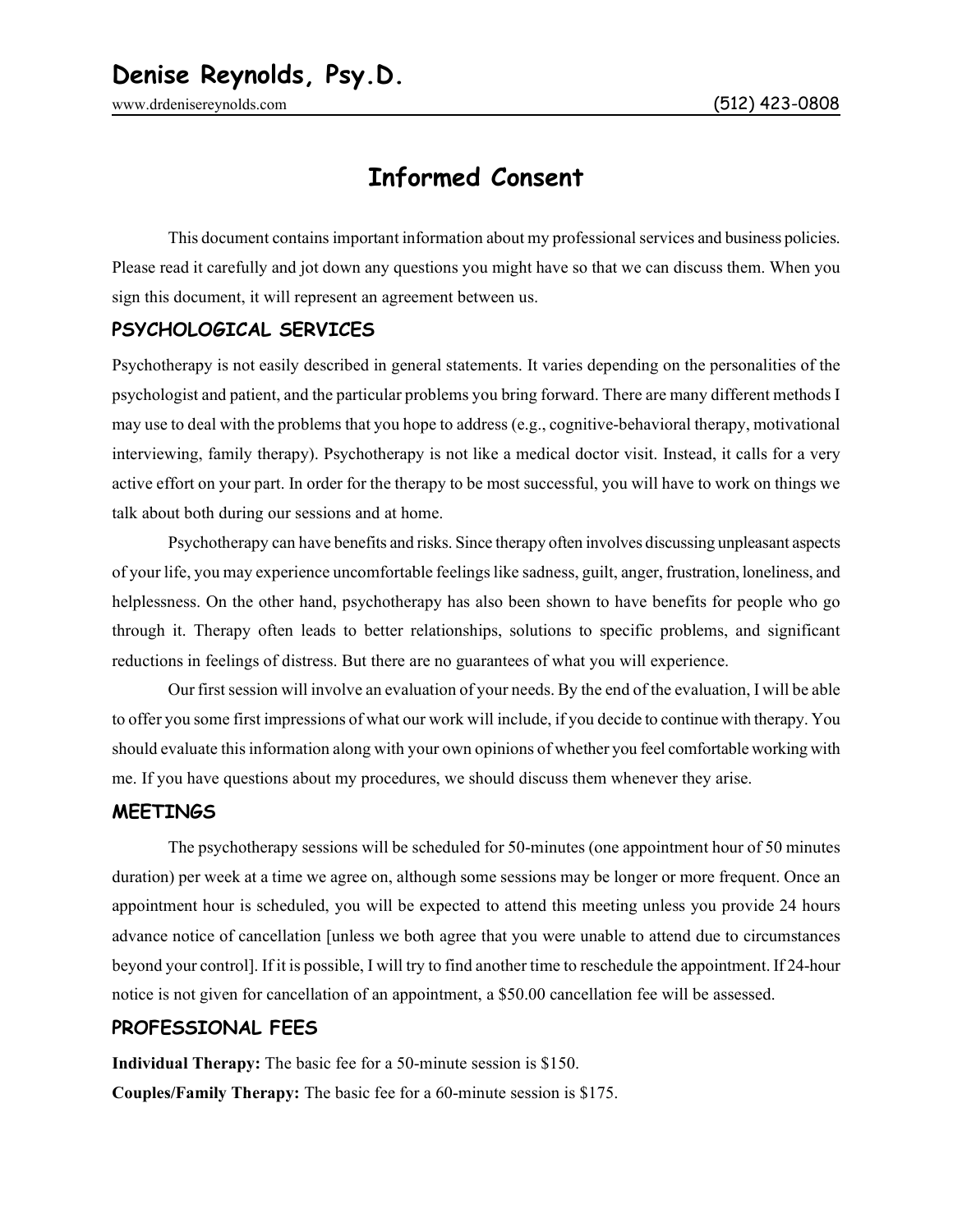# Denise Reynolds, Psy.D.

www.drdenisereynolds.com (512) 423-0808

## Informed Consent

This document contains important information about my professional services and business policies. Please read it carefully and jot down any questions you might have so that we can discuss them. When you sign this document, it will represent an agreement between us.

### PSYCHOLOGICAL SERVICES

Psychotherapy is not easily described in general statements. It varies depending on the personalities of the psychologist and patient, and the particular problems you bring forward. There are many different methods I may use to deal with the problems that you hope to address (e.g., cognitive-behavioral therapy, motivational interviewing, family therapy). Psychotherapy is not like a medical doctor visit. Instead, it calls for a very active effort on your part. In order for the therapy to be most successful, you will have to work on things we talk about both during our sessions and at home.

Psychotherapy can have benefits and risks. Since therapy often involves discussing unpleasant aspects of your life, you may experience uncomfortable feelings like sadness, guilt, anger, frustration, loneliness, and helplessness. On the other hand, psychotherapy has also been shown to have benefits for people who go through it. Therapy often leads to better relationships, solutions to specific problems, and significant reductions in feelings of distress. But there are no guarantees of what you will experience.

Our first session will involve an evaluation of your needs. By the end of the evaluation, I will be able to offer you some first impressions of what our work will include, if you decide to continue with therapy. You should evaluate this information along with your own opinions of whether you feel comfortable working with me. If you have questions about my procedures, we should discuss them whenever they arise.

### MEETINGS

The psychotherapy sessions will be scheduled for 50-minutes (one appointment hour of 50 minutes duration) per week at a time we agree on, although some sessions may be longer or more frequent. Once an appointment hour is scheduled, you will be expected to attend this meeting unless you provide 24 hours advance notice of cancellation [unless we both agree that you were unable to attend due to circumstances beyond your control]. If it is possible, I will try to find another time to reschedule the appointment. If 24-hour notice is not given for cancellation of an appointment, a $50.00 cancellation fee will be assessed.

### PROFESSIONAL FEES

**Individual Therapy:** The basic fee for a 50-minute session is $150.

**Couples/Family Therapy:** The basic fee for a 60-minute session is $175.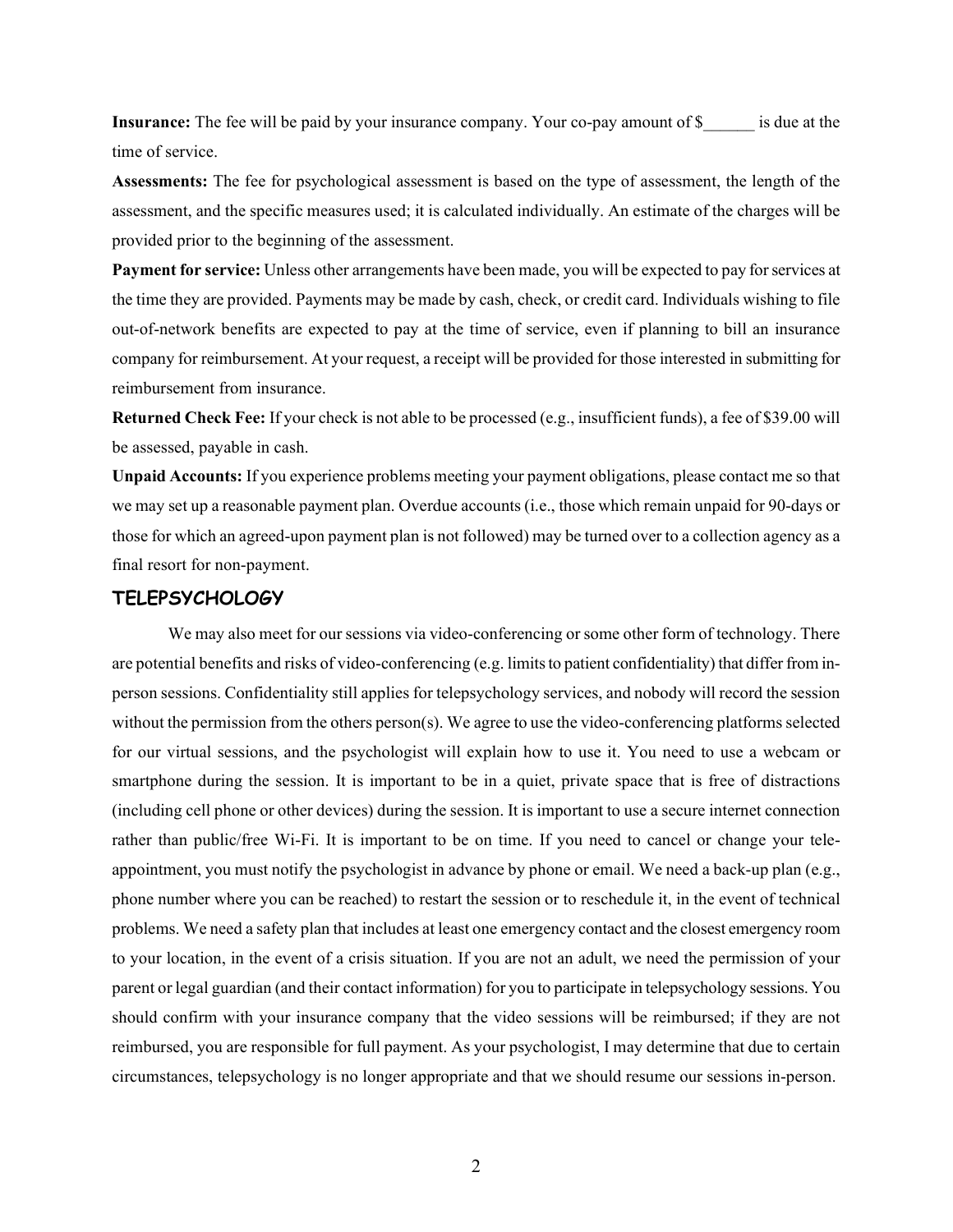**Insurance:** The fee will be paid by your insurance company. Your co-pay amount of $______ is due at the time of service.

**Assessments:** The fee for psychological assessment is based on the type of assessment, the length of the assessment, and the specific measures used; it is calculated individually. An estimate of the charges will be provided prior to the beginning of the assessment.

**Payment for service:** Unless other arrangements have been made, you will be expected to pay for services at the time they are provided. Payments may be made by cash, check, or credit card. Individuals wishing to file out-of-network benefits are expected to pay at the time of service, even if planning to bill an insurance company for reimbursement. At your request, a receipt will be provided for those interested in submitting for reimbursement from insurance.

**Returned Check Fee:** If your check is not able to be processed (e.g., insufficient funds), a fee of $39.00 will be assessed, payable in cash.

**Unpaid Accounts:** If you experience problems meeting your payment obligations, please contact me so that we may set up a reasonable payment plan. Overdue accounts (i.e., those which remain unpaid for 90-days or those for which an agreed-upon payment plan is not followed) may be turned over to a collection agency as a final resort for non-payment.

## TELEPSYCHOLOGY

We may also meet for our sessions via video-conferencing or some other form of technology. There are potential benefits and risks of video-conferencing (e.g. limits to patient confidentiality) that differ from in-person sessions. Confidentiality still applies for telepsychology services, and nobody will record the session without the permission from the others person(s). We agree to use the video-conferencing platforms selected for our virtual sessions, and the psychologist will explain how to use it. You need to use a webcam or smartphone during the session. It is important to be in a quiet, private space that is free of distractions (including cell phone or other devices) during the session. It is important to use a secure internet connection rather than public/free Wi-Fi. It is important to be on time. If you need to cancel or change your tele-appointment, you must notify the psychologist in advance by phone or email. We need a back-up plan (e.g., phone number where you can be reached) to restart the session or to reschedule it, in the event of technical problems. We need a safety plan that includes at least one emergency contact and the closest emergency room to your location, in the event of a crisis situation. If you are not an adult, we need the permission of your parent or legal guardian (and their contact information) for you to participate in telepsychology sessions. You should confirm with your insurance company that the video sessions will be reimbursed; if they are not reimbursed, you are responsible for full payment. As your psychologist, I may determine that due to certain circumstances, telepsychology is no longer appropriate and that we should resume our sessions in-person.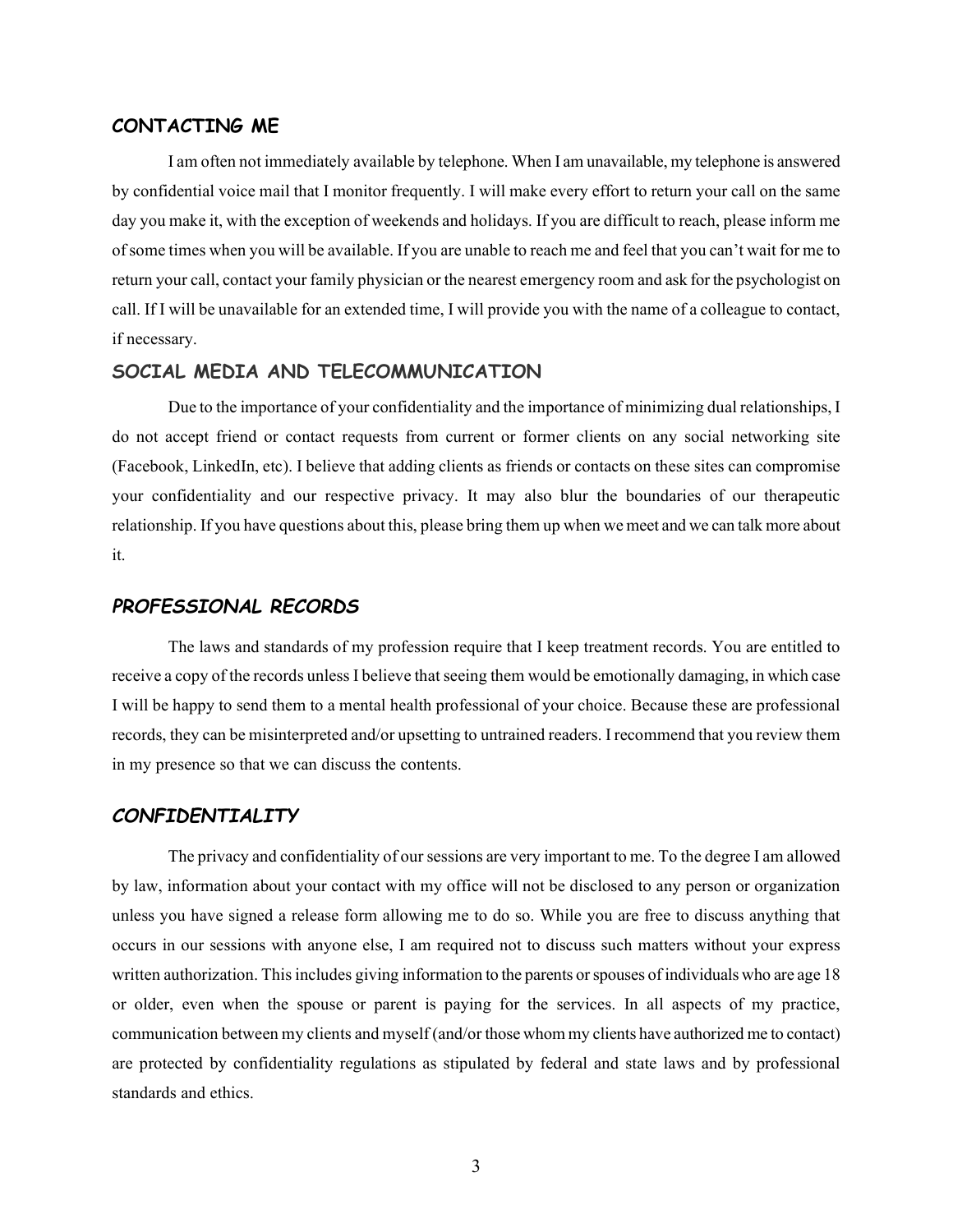## CONTACTING ME

I am often not immediately available by telephone. When I am unavailable, my telephone is answered by confidential voice mail that I monitor frequently. I will make every effort to return your call on the same day you make it, with the exception of weekends and holidays. If you are difficult to reach, please inform me of some times when you will be available. If you are unable to reach me and feel that you can't wait for me to return your call, contact your family physician or the nearest emergency room and ask for the psychologist on call. If I will be unavailable for an extended time, I will provide you with the name of a colleague to contact, if necessary.

## SOCIAL MEDIA AND TELECOMMUNICATION

Due to the importance of your confidentiality and the importance of minimizing dual relationships, I do not accept friend or contact requests from current or former clients on any social networking site (Facebook, LinkedIn, etc). I believe that adding clients as friends or contacts on these sites can compromise your confidentiality and our respective privacy. It may also blur the boundaries of our therapeutic relationship. If you have questions about this, please bring them up when we meet and we can talk more about it.

## *PROFESSIONAL RECORDS*

The laws and standards of my profession require that I keep treatment records. You are entitled to receive a copy of the records unless I believe that seeing them would be emotionally damaging, in which case I will be happy to send them to a mental health professional of your choice. Because these are professional records, they can be misinterpreted and/or upsetting to untrained readers. I recommend that you review them in my presence so that we can discuss the contents.

## *CONFIDENTIALITY*

The privacy and confidentiality of our sessions are very important to me. To the degree I am allowed by law, information about your contact with my office will not be disclosed to any person or organization unless you have signed a release form allowing me to do so. While you are free to discuss anything that occurs in our sessions with anyone else, I am required not to discuss such matters without your express written authorization. This includes giving information to the parents or spouses of individuals who are age 18 or older, even when the spouse or parent is paying for the services. In all aspects of my practice, communication between my clients and myself (and/or those whom my clients have authorized me to contact) are protected by confidentiality regulations as stipulated by federal and state laws and by professional standards and ethics.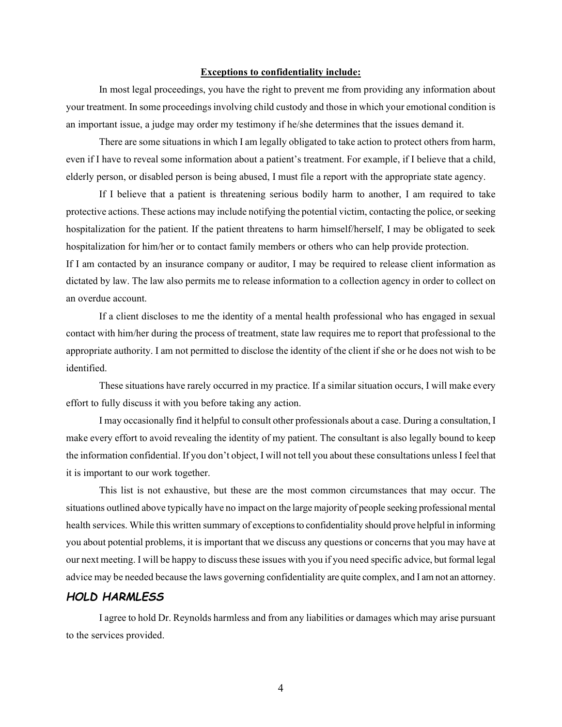**Exceptions to confidentiality include:**

In most legal proceedings, you have the right to prevent me from providing any information about your treatment. In some proceedings involving child custody and those in which your emotional condition is an important issue, a judge may order my testimony if he/she determines that the issues demand it.

There are some situations in which I am legally obligated to take action to protect others from harm, even if I have to reveal some information about a patient's treatment. For example, if I believe that a child, elderly person, or disabled person is being abused, I must file a report with the appropriate state agency.

If I believe that a patient is threatening serious bodily harm to another, I am required to take protective actions. These actions may include notifying the potential victim, contacting the police, or seeking hospitalization for the patient. If the patient threatens to harm himself/herself, I may be obligated to seek hospitalization for him/her or to contact family members or others who can help provide protection.

If I am contacted by an insurance company or auditor, I may be required to release client information as dictated by law. The law also permits me to release information to a collection agency in order to collect on an overdue account.

If a client discloses to me the identity of a mental health professional who has engaged in sexual contact with him/her during the process of treatment, state law requires me to report that professional to the appropriate authority. I am not permitted to disclose the identity of the client if she or he does not wish to be identified.

These situations have rarely occurred in my practice. If a similar situation occurs, I will make every effort to fully discuss it with you before taking any action.

I may occasionally find it helpful to consult other professionals about a case. During a consultation, I make every effort to avoid revealing the identity of my patient. The consultant is also legally bound to keep the information confidential. If you don't object, I will not tell you about these consultations unless I feel that it is important to our work together.

This list is not exhaustive, but these are the most common circumstances that may occur. The situations outlined above typically have no impact on the large majority of people seeking professional mental health services. While this written summary of exceptions to confidentiality should prove helpful in informing you about potential problems, it is important that we discuss any questions or concerns that you may have at our next meeting. I will be happy to discuss these issues with you if you need specific advice, but formal legal advice may be needed because the laws governing confidentiality are quite complex, and I am not an attorney.

## *HOLD HARMLESS*

I agree to hold Dr. Reynolds harmless and from any liabilities or damages which may arise pursuant to the services provided.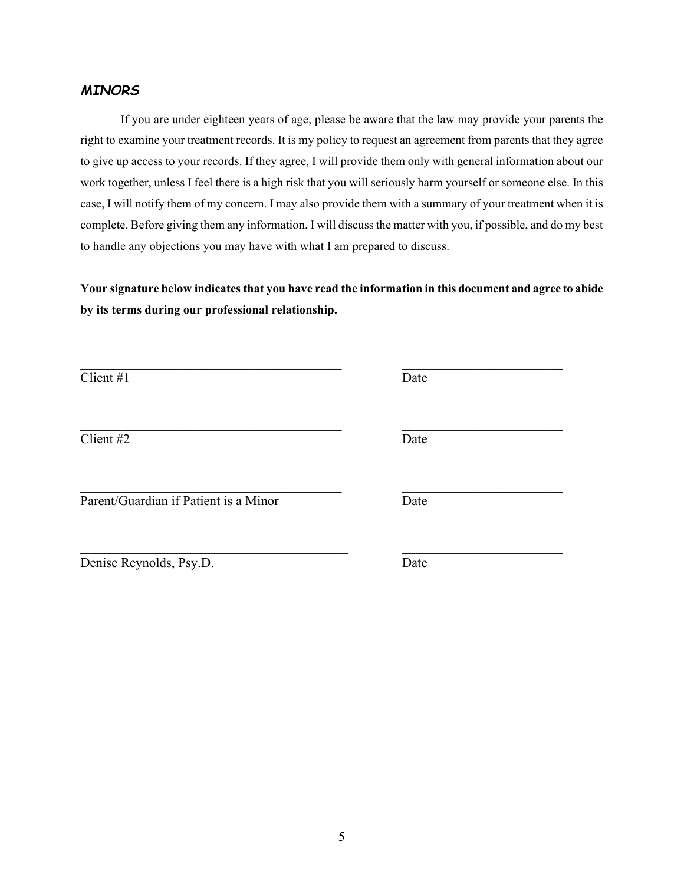### *MINORS*

If you are under eighteen years of age, please be aware that the law may provide your parents the right to examine your treatment records. It is my policy to request an agreement from parents that they agree to give up access to your records. If they agree, I will provide them only with general information about our work together, unless I feel there is a high risk that you will seriously harm yourself or someone else. In this case, I will notify them of my concern. I may also provide them with a summary of your treatment when it is complete. Before giving them any information, I will discuss the matter with you, if possible, and do my best to handle any objections you may have with what I am prepared to discuss.

**Your signature below indicates that you have read the information in this document and agree to abide by its terms during our professional relationship.**

| | |
|---|---|
| ________________________________________ | ________________________ |
| Client #1 | Date |
| ________________________________________ | ________________________ |
| Client #2 | Date |
| ________________________________________ | ________________________ |
| Parent/Guardian if Patient is a Minor | Date |
| ________________________________________ | ________________________ |
| Denise Reynolds, Psy.D. | Date |